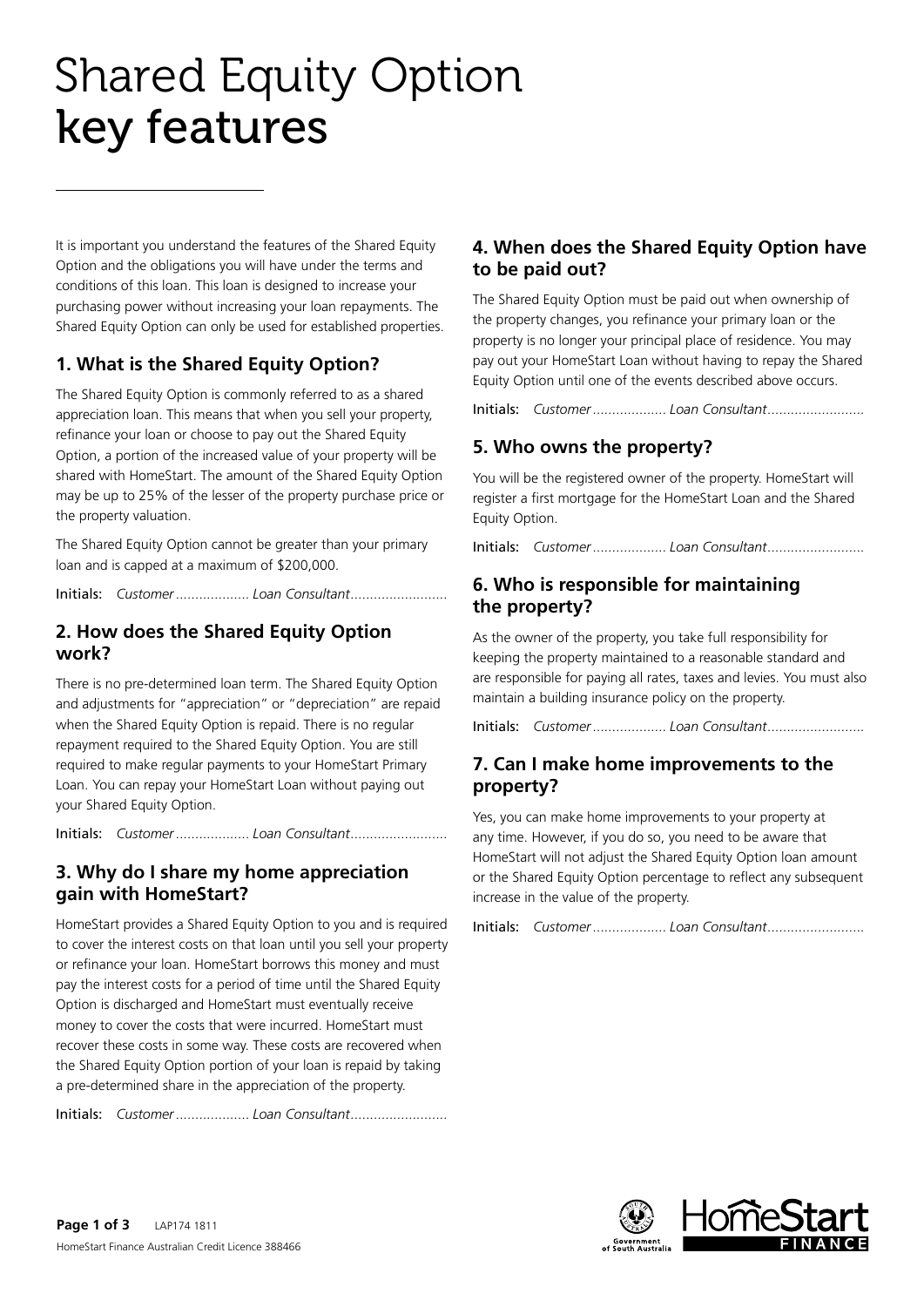# Shared Equity Option key features

It is important you understand the features of the Shared Equity Option and the obligations you will have under the terms and conditions of this loan. This loan is designed to increase your purchasing power without increasing your loan repayments. The Shared Equity Option can only be used for established properties.

## 1. What is the Shared Equity Option?

The Shared Equity Option is commonly referred to as a shared appreciation loan. This means that when you sell your property, refinance your loan or choose to pay out the Shared Equity Option, a portion of the increased value of your property will be shared with HomeStart. The amount of the Shared Equity Option may be up to 25% of the lesser of the property purchase price or the property valuation.

The Shared Equity Option cannot be greater than your primary loan and is capped at a maximum of $200,000.

Initials: *Customer*.................. *Loan Consultant*........................

## 2. How does the Shared Equity Option work?

There is no pre-determined loan term. The Shared Equity Option and adjustments for "appreciation" or "depreciation" are repaid when the Shared Equity Option is repaid. There is no regular repayment required to the Shared Equity Option. You are still required to make regular payments to your HomeStart Primary Loan. You can repay your HomeStart Loan without paying out your Shared Equity Option.

Initials: *Customer*.................. *Loan Consultant*........................

## 3. Why do I share my home appreciation gain with HomeStart?

HomeStart provides a Shared Equity Option to you and is required to cover the interest costs on that loan until you sell your property or refinance your loan. HomeStart borrows this money and must pay the interest costs for a period of time until the Shared Equity Option is discharged and HomeStart must eventually receive money to cover the costs that were incurred. HomeStart must recover these costs in some way. These costs are recovered when the Shared Equity Option portion of your loan is repaid by taking a pre-determined share in the appreciation of the property.

Initials: *Customer*.................. *Loan Consultant*........................

## 4. When does the Shared Equity Option have to be paid out?

The Shared Equity Option must be paid out when ownership of the property changes, you refinance your primary loan or the property is no longer your principal place of residence. You may pay out your HomeStart Loan without having to repay the Shared Equity Option until one of the events described above occurs.

Initials: *Customer*.................. *Loan Consultant*........................

## 5. Who owns the property?

You will be the registered owner of the property. HomeStart will register a first mortgage for the HomeStart Loan and the Shared Equity Option.

Initials: *Customer*.................. *Loan Consultant*........................

## 6. Who is responsible for maintaining the property?

As the owner of the property, you take full responsibility for keeping the property maintained to a reasonable standard and are responsible for paying all rates, taxes and levies. You must also maintain a building insurance policy on the property.

Initials: *Customer*.................. *Loan Consultant*........................

## 7. Can I make home improvements to the property?

Yes, you can make home improvements to your property at any time. However, if you do so, you need to be aware that HomeStart will not adjust the Shared Equity Option loan amount or the Shared Equity Option percentage to reflect any subsequent increase in the value of the property.

Initials: *Customer*.................. *Loan Consultant*........................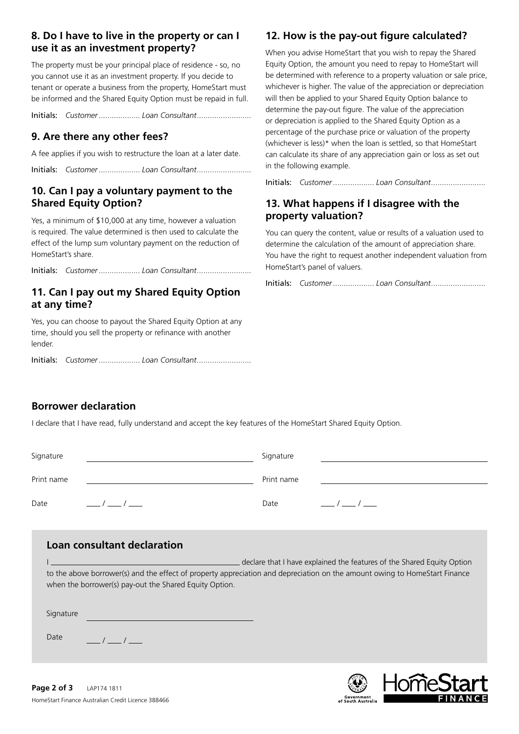### 8. Do I have to live in the property or can I use it as an investment property?

The property must be your principal place of residence - so, no you cannot use it as an investment property. If you decide to tenant or operate a business from the property, HomeStart must be informed and the Shared Equity Option must be repaid in full.

**Initials:** *Customer* .................. *Loan Consultant* ........................

### 9. Are there any other fees?

A fee applies if you wish to restructure the loan at a later date.

**Initials:** *Customer* .................. *Loan Consultant* ........................

### 10. Can I pay a voluntary payment to the Shared Equity Option?

Yes, a minimum of $10,000 at any time, however a valuation is required. The value determined is then used to calculate the effect of the lump sum voluntary payment on the reduction of HomeStart's share.

**Initials:** *Customer* .................. *Loan Consultant* ........................

### 11. Can I pay out my Shared Equity Option at any time?

Yes, you can choose to payout the Shared Equity Option at any time, should you sell the property or refinance with another lender.

**Initials:** *Customer* .................. *Loan Consultant* ........................

### 12. How is the pay-out figure calculated?

When you advise HomeStart that you wish to repay the Shared Equity Option, the amount you need to repay to HomeStart will be determined with reference to a property valuation or sale price, whichever is higher. The value of the appreciation or depreciation will then be applied to your Shared Equity Option balance to determine the pay-out figure. The value of the appreciation or depreciation is applied to the Shared Equity Option as a percentage of the purchase price or valuation of the property (whichever is less)* when the loan is settled, so that HomeStart can calculate its share of any appreciation gain or loss as set out in the following example.

**Initials:** *Customer* .................. *Loan Consultant* ........................

### 13. What happens if I disagree with the property valuation?

You can query the content, value or results of a valuation used to determine the calculation of the amount of appreciation share. You have the right to request another independent valuation from HomeStart's panel of valuers.

**Initials:** *Customer* .................. *Loan Consultant* ........................

## Borrower declaration

I declare that I have read, fully understand and accept the key features of the HomeStart Shared Equity Option.

Signature ______________________________ Signature ______________________________

Print name ______________________________ Print name ______________________________

Date ___ / ___ / ___ Date ___ / ___ / ___

## Loan consultant declaration

I ______________________________ declare that I have explained the features of the Shared Equity Option to the above borrower(s) and the effect of property appreciation and depreciation on the amount owing to HomeStart Finance when the borrower(s) pay-out the Shared Equity Option.

Signature ______________________________

Date ___ / ___ / ___

LAP174 1811

HomeStart Finance Australian Credit Licence 388466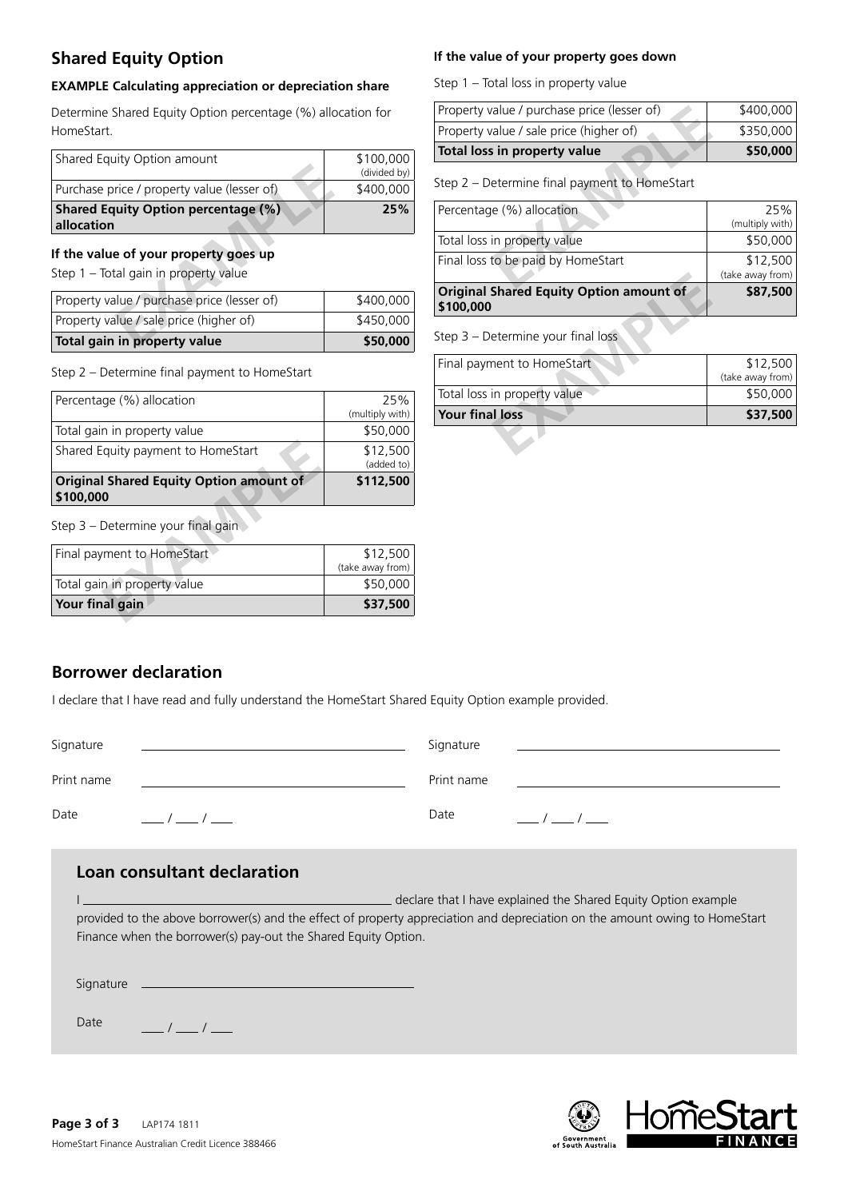## Shared Equity Option

**EXAMPLE Calculating appreciation or depreciation share**

Determine Shared Equity Option percentage (%) allocation for HomeStart.

| | |
|---|---|
| Shared Equity Option amount | $100,000 (divided by) |
| Purchase price / property value (lesser of) | $400,000 |
| **Shared Equity Option percentage (%) allocation** | **25%** |

**If the value of your property goes up**

Step 1 – Total gain in property value

| | |
|---|---|
| Property value / purchase price (lesser of) | $400,000 |
| Property value / sale price (higher of) | $450,000 |
| **Total gain in property value** | **$50,000** |

Step 2 – Determine final payment to HomeStart

| | |
|---|---|
| Percentage (%) allocation | 25% (multiply with) |
| Total gain in property value | $50,000 |
| Shared Equity payment to HomeStart | $12,500 (added to) |
| **Original Shared Equity Option amount of $100,000** | **$112,500** |

Step 3 – Determine your final gain

| | |
|---|---|
| Final payment to HomeStart | $12,500 (take away from) |
| Total gain in property value | $50,000 |
| **Your final gain** | **$37,500** |

**If the value of your property goes down**

Step 1 – Total loss in property value

| | |
|---|---|
| Property value / purchase price (lesser of) | $400,000 |
| Property value / sale price (higher of) | $350,000 |
| **Total loss in property value** | **$50,000** |

Step 2 – Determine final payment to HomeStart

| | |
|---|---|
| Percentage (%) allocation | 25% (multiply with) |
| Total loss in property value | $50,000 |
| Final loss to be paid by HomeStart | $12,500 (take away from) |
| **Original Shared Equity Option amount of $100,000** | **$87,500** |

Step 3 – Determine your final loss

| | |
|---|---|
| Final payment to HomeStart | $12,500 (take away from) |
| Total loss in property value | $50,000 |
| **Your final loss** | **$37,500** |

## Borrower declaration

I declare that I have read and fully understand the HomeStart Shared Equity Option example provided.

Signature ______________________ Signature ______________________

Print name ______________________ Print name ______________________

Date ___ / ___ / ___ Date ___ / ___ / ___

## Loan consultant declaration

I ______________________ declare that I have explained the Shared Equity Option example provided to the above borrower(s) and the effect of property appreciation and depreciation on the amount owing to HomeStart Finance when the borrower(s) pay-out the Shared Equity Option.

Signature ______________________

Date ___ / ___ / ___

LAP174 1811

HomeStart Finance Australian Credit Licence 388466